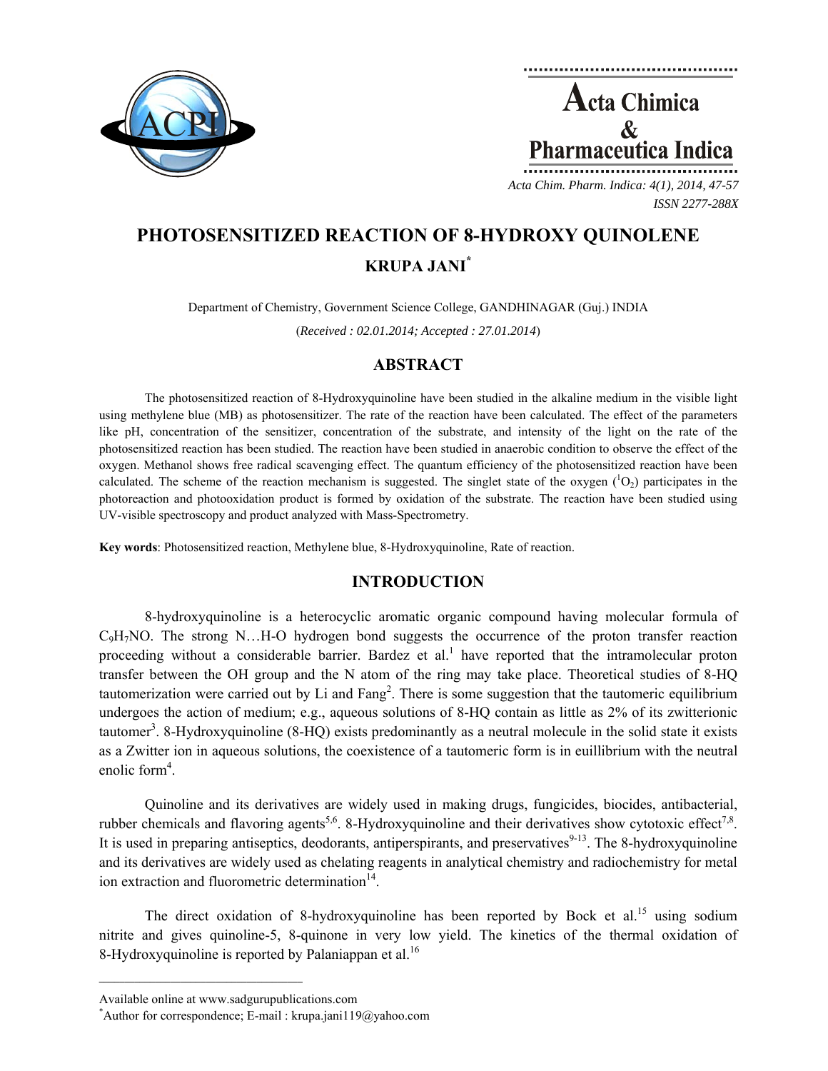# PHOTOSENSITIZED REACTION OF 8-HYDROXY QUINOLENE

**KRUPA JANI***

Department of Chemistry, Government Science College, GANDHINAGAR (Guj.) INDIA

(*Received : 02.01.2014; Accepted : 27.01.2014*)

## ABSTRACT

The photosensitized reaction of 8-Hydroxyquinoline have been studied in the alkaline medium in the visible light using methylene blue (MB) as photosensitizer. The rate of the reaction have been calculated. The effect of the parameters like pH, concentration of the sensitizer, concentration of the substrate, and intensity of the light on the rate of the photosensitized reaction has been studied. The reaction have been studied in anaerobic condition to observe the effect of the oxygen. Methanol shows free radical scavenging effect. The quantum efficiency of the photosensitized reaction have been calculated. The scheme of the reaction mechanism is suggested. The singlet state of the oxygen ($^1O_2$) participates in the photoreaction and photooxidation product is formed by oxidation of the substrate. The reaction have been studied using UV-visible spectroscopy and product analyzed with Mass-Spectrometry.

**Key words**: Photosensitized reaction, Methylene blue, 8-Hydroxyquinoline, Rate of reaction.

## INTRODUCTION

8-hydroxyquinoline is a heterocyclic aromatic organic compound having molecular formula of $C_9H_7NO$. The strong N…H-O hydrogen bond suggests the occurrence of the proton transfer reaction proceeding without a considerable barrier. Bardez et al.[1] have reported that the intramolecular proton transfer between the OH group and the N atom of the ring may take place. Theoretical studies of 8-HQ tautomerization were carried out by Li and Fang[2]. There is some suggestion that the tautomeric equilibrium undergoes the action of medium; e.g., aqueous solutions of 8-HQ contain as little as 2% of its zwitterionic tautomer[3]. 8-Hydroxyquinoline (8-HQ) exists predominantly as a neutral molecule in the solid state it exists as a Zwitter ion in aqueous solutions, the coexistence of a tautomeric form is in euillibrium with the neutral enolic form[4].

Quinoline and its derivatives are widely used in making drugs, fungicides, biocides, antibacterial, rubber chemicals and flavoring agents[5,6]. 8-Hydroxyquinoline and their derivatives show cytotoxic effect[7,8]. It is used in preparing antiseptics, deodorants, antiperspirants, and preservatives[9-13]. The 8-hydroxyquinoline and its derivatives are widely used as chelating reagents in analytical chemistry and radiochemistry for metal ion extraction and fluorometric determination[14].

The direct oxidation of 8-hydroxyquinoline has been reported by Bock et al.[15] using sodium nitrite and gives quinoline-5, 8-quinone in very low yield. The kinetics of the thermal oxidation of 8-Hydroxyquinoline is reported by Palaniappan et al.[16]

---

Available online at www.sadgurupublications.com

*Author for correspondence; E-mail : krupa.jani119@yahoo.com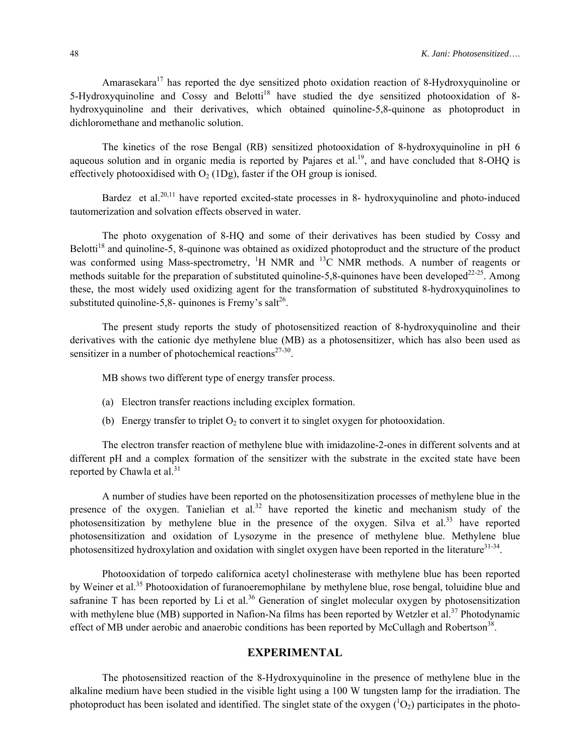Amarasekara[17] has reported the dye sensitized photo oxidation reaction of 8-Hydroxyquinoline or 5-Hydroxyquinoline and Cossy and Belotti[18] have studied the dye sensitized photooxidation of 8-hydroxyquinoline and their derivatives, which obtained quinoline-5,8-quinone as photoproduct in dichloromethane and methanolic solution.

The kinetics of the rose Bengal (RB) sensitized photooxidation of 8-hydroxyquinoline in pH 6 aqueous solution and in organic media is reported by Pajares et al.[19], and have concluded that 8-OHQ is effectively photooxidised with $O_2$ (1Dg), faster if the OH group is ionised.

Bardez et al.[20,11] have reported excited-state processes in 8- hydroxyquinoline and photo-induced tautomerization and solvation effects observed in water.

The photo oxygenation of 8-HQ and some of their derivatives has been studied by Cossy and Belotti[18] and quinoline-5, 8-quinone was obtained as oxidized photoproduct and the structure of the product was conformed using Mass-spectrometry, $^{1}H$ NMR and $^{13}C$ NMR methods. A number of reagents or methods suitable for the preparation of substituted quinoline-5,8-quinones have been developed[22-25]. Among these, the most widely used oxidizing agent for the transformation of substituted 8-hydroxyquinolines to substituted quinoline-5,8- quinones is Fremy's salt[26].

The present study reports the study of photosensitized reaction of 8-hydroxyquinoline and their derivatives with the cationic dye methylene blue (MB) as a photosensitizer, which has also been used as sensitizer in a number of photochemical reactions[27-30].

MB shows two different type of energy transfer process.

(a) Electron transfer reactions including exciplex formation.

(b) Energy transfer to triplet $O_2$ to convert it to singlet oxygen for photooxidation.

The electron transfer reaction of methylene blue with imidazoline-2-ones in different solvents and at different pH and a complex formation of the sensitizer with the substrate in the excited state have been reported by Chawla et al.[31]

A number of studies have been reported on the photosensitization processes of methylene blue in the presence of the oxygen. Tanielian et al.[32] have reported the kinetic and mechanism study of the photosensitization by methylene blue in the presence of the oxygen. Silva et al.[33] have reported photosensitization and oxidation of Lysozyme in the presence of methylene blue. Methylene blue photosensitized hydroxylation and oxidation with singlet oxygen have been reported in the literature[31-34].

Photooxidation of torpedo californica acetyl cholinesterase with methylene blue has been reported by Weiner et al.[35] Photooxidation of furanoeremophilane by methylene blue, rose bengal, toluidine blue and safranine T has been reported by Li et al.[36] Generation of singlet molecular oxygen by photosensitization with methylene blue (MB) supported in Nafion-Na films has been reported by Wetzler et al.[37] Photodynamic effect of MB under aerobic and anaerobic conditions has been reported by McCullagh and Robertson[38].

## EXPERIMENTAL

The photosensitized reaction of the 8-Hydroxyquinoline in the presence of methylene blue in the alkaline medium have been studied in the visible light using a 100 W tungsten lamp for the irradiation. The photoproduct has been isolated and identified. The singlet state of the oxygen ($^{1}O_2$) participates in the photo-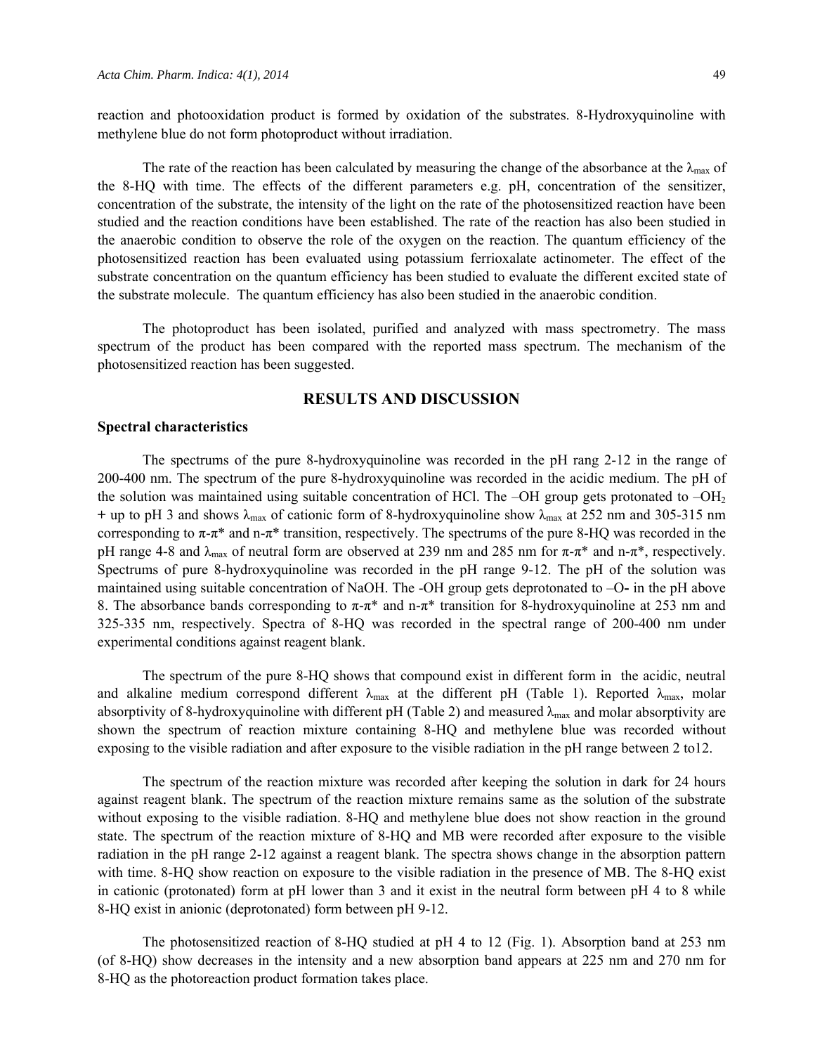reaction and photooxidation product is formed by oxidation of the substrates. 8-Hydroxyquinoline with methylene blue do not form photoproduct without irradiation.

The rate of the reaction has been calculated by measuring the change of the absorbance at the $\lambda_{max}$ of the 8-HQ with time. The effects of the different parameters e.g. pH, concentration of the sensitizer, concentration of the substrate, the intensity of the light on the rate of the photosensitized reaction have been studied and the reaction conditions have been established. The rate of the reaction has also been studied in the anaerobic condition to observe the role of the oxygen on the reaction. The quantum efficiency of the photosensitized reaction has been evaluated using potassium ferrioxalate actinometer. The effect of the substrate concentration on the quantum efficiency has been studied to evaluate the different excited state of the substrate molecule. The quantum efficiency has also been studied in the anaerobic condition.

The photoproduct has been isolated, purified and analyzed with mass spectrometry. The mass spectrum of the product has been compared with the reported mass spectrum. The mechanism of the photosensitized reaction has been suggested.

## RESULTS AND DISCUSSION

### Spectral characteristics

The spectrums of the pure 8-hydroxyquinoline was recorded in the pH rang 2-12 in the range of 200-400 nm. The spectrum of the pure 8-hydroxyquinoline was recorded in the acidic medium. The pH of the solution was maintained using suitable concentration of HCl. The –OH group gets protonated to $–OH_2^+$ up to pH 3 and shows $\lambda_{max}$ of cationic form of 8-hydroxyquinoline show $\lambda_{max}$ at 252 nm and 305-315 nm corresponding to π-π* and n-π* transition, respectively. The spectrums of the pure 8-HQ was recorded in the pH range 4-8 and $\lambda_{max}$ of neutral form are observed at 239 nm and 285 nm for π-π* and n-π*, respectively. Spectrums of pure 8-hydroxyquinoline was recorded in the pH range 9-12. The pH of the solution was maintained using suitable concentration of NaOH. The -OH group gets deprotonated to $–O^-$ in the pH above 8. The absorbance bands corresponding to π-π* and n-π* transition for 8-hydroxyquinoline at 253 nm and 325-335 nm, respectively. Spectra of 8-HQ was recorded in the spectral range of 200-400 nm under experimental conditions against reagent blank.

The spectrum of the pure 8-HQ shows that compound exist in different form in the acidic, neutral and alkaline medium correspond different $\lambda_{max}$ at the different pH (Table 1). Reported $\lambda_{max}$, molar absorptivity of 8-hydroxyquinoline with different pH (Table 2) and measured $\lambda_{max}$ and molar absorptivity are shown the spectrum of reaction mixture containing 8-HQ and methylene blue was recorded without exposing to the visible radiation and after exposure to the visible radiation in the pH range between 2 to12.

The spectrum of the reaction mixture was recorded after keeping the solution in dark for 24 hours against reagent blank. The spectrum of the reaction mixture remains same as the solution of the substrate without exposing to the visible radiation. 8-HQ and methylene blue does not show reaction in the ground state. The spectrum of the reaction mixture of 8-HQ and MB were recorded after exposure to the visible radiation in the pH range 2-12 against a reagent blank. The spectra shows change in the absorption pattern with time. 8-HQ show reaction on exposure to the visible radiation in the presence of MB. The 8-HQ exist in cationic (protonated) form at pH lower than 3 and it exist in the neutral form between pH 4 to 8 while 8-HQ exist in anionic (deprotonated) form between pH 9-12.

The photosensitized reaction of 8-HQ studied at pH 4 to 12 (Fig. 1). Absorption band at 253 nm (of 8-HQ) show decreases in the intensity and a new absorption band appears at 225 nm and 270 nm for 8-HQ as the photoreaction product formation takes place.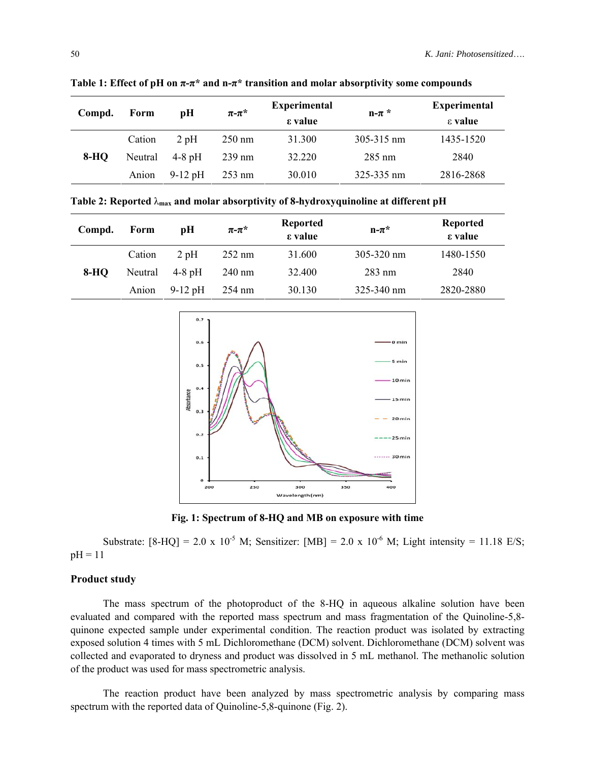**Table 1: Effect of pH on π-π* and n-π* transition and molar absorptivity some compounds**

| Compd. | Form | pH | π-π* | Experimental ε value | n-π * | Experimental ε value |
|---|---|---|---|---|---|---|
| **8-HQ** | Cation | 2 pH | 250 nm | 31.300 | 305-315 nm | 1435-1520 |
| | Neutral | 4-8 pH | 239 nm | 32.220 | 285 nm | 2840 |
| | Anion | 9-12 pH | 253 nm | 30.010 | 325-335 nm | 2816-2868 |

**Table 2: Reported $\lambda_{max}$ and molar absorptivity of 8-hydroxyquinoline at different pH**

| Compd. | Form | pH | π-π* | Reported ε value | n-π* | Reported ε value |
|---|---|---|---|---|---|---|
| **8-HQ** | Cation | 2 pH | 252 nm | 31.600 | 305-320 nm | 1480-1550 |
| | Neutral | 4-8 pH | 240 nm | 32.400 | 283 nm | 2840 |
| | Anion | 9-12 pH | 254 nm | 30.130 | 325-340 nm | 2820-2880 |

**Fig. 1: Spectrum of 8-HQ and MB on exposure with time**

Substrate: [8-HQ] = 2.0 x $10^{-5}$ M; Sensitizer: [MB] = 2.0 x $10^{-6}$ M; Light intensity = 11.18 E/S; pH = 11

### Product study

The mass spectrum of the photoproduct of the 8-HQ in aqueous alkaline solution have been evaluated and compared with the reported mass spectrum and mass fragmentation of the Quinoline-5,8-quinone expected sample under experimental condition. The reaction product was isolated by extracting exposed solution 4 times with 5 mL Dichloromethane (DCM) solvent. Dichloromethane (DCM) solvent was collected and evaporated to dryness and product was dissolved in 5 mL methanol. The methanolic solution of the product was used for mass spectrometric analysis.

The reaction product have been analyzed by mass spectrometric analysis by comparing mass spectrum with the reported data of Quinoline-5,8-quinone (Fig. 2).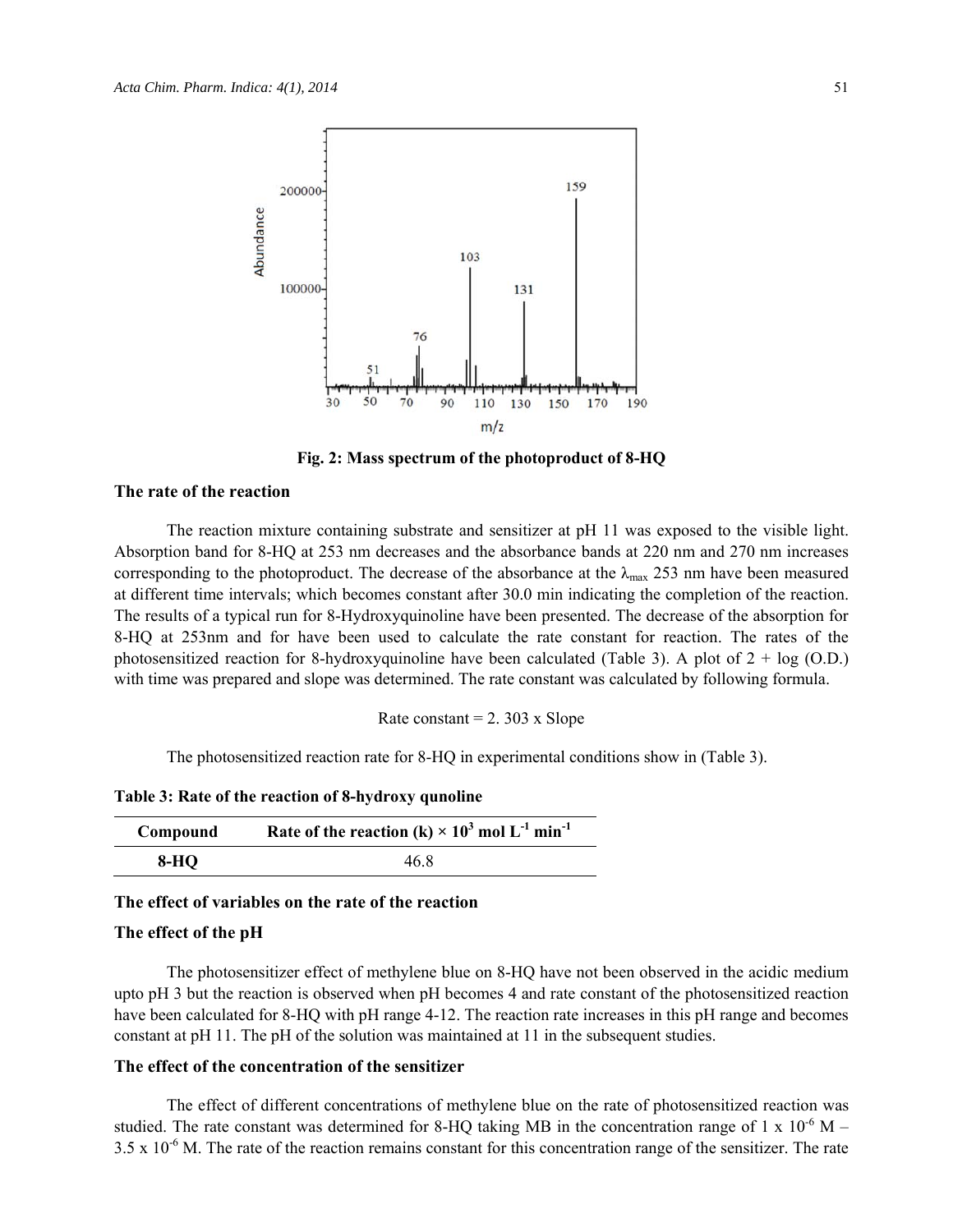Fig. 2: Mass spectrum of the photoproduct of 8-HQ

### The rate of the reaction

The reaction mixture containing substrate and sensitizer at pH 11 was exposed to the visible light. Absorption band for 8-HQ at 253 nm decreases and the absorbance bands at 220 nm and 270 nm increases corresponding to the photoproduct. The decrease of the absorbance at the $\lambda_{max}$ 253 nm have been measured at different time intervals; which becomes constant after 30.0 min indicating the completion of the reaction. The results of a typical run for 8-Hydroxyquinoline have been presented. The decrease of the absorption for 8-HQ at 253nm and for have been used to calculate the rate constant for reaction. The rates of the photosensitized reaction for 8-hydroxyquinoline have been calculated (Table 3). A plot of 2 + log (O.D.) with time was prepared and slope was determined. The rate constant was calculated by following formula.

$$\text{Rate constant} = 2.303 \times \text{Slope}$$

The photosensitized reaction rate for 8-HQ in experimental conditions show in (Table 3).

**Table 3: Rate of the reaction of 8-hydroxy qunoline**

| Compound | Rate of the reaction (k) × $10^3$ mol $L^{-1}$ $min^{-1}$ |
|---|---|
| **8-HQ** | 46.8 |

### The effect of variables on the rate of the reaction

### The effect of the pH

The photosensitizer effect of methylene blue on 8-HQ have not been observed in the acidic medium upto pH 3 but the reaction is observed when pH becomes 4 and rate constant of the photosensitized reaction have been calculated for 8-HQ with pH range 4-12. The reaction rate increases in this pH range and becomes constant at pH 11. The pH of the solution was maintained at 11 in the subsequent studies.

### The effect of the concentration of the sensitizer

The effect of different concentrations of methylene blue on the rate of photosensitized reaction was studied. The rate constant was determined for 8-HQ taking MB in the concentration range of 1 x $10^{-6}$ M – 3.5 x $10^{-6}$ M. The rate of the reaction remains constant for this concentration range of the sensitizer. The rate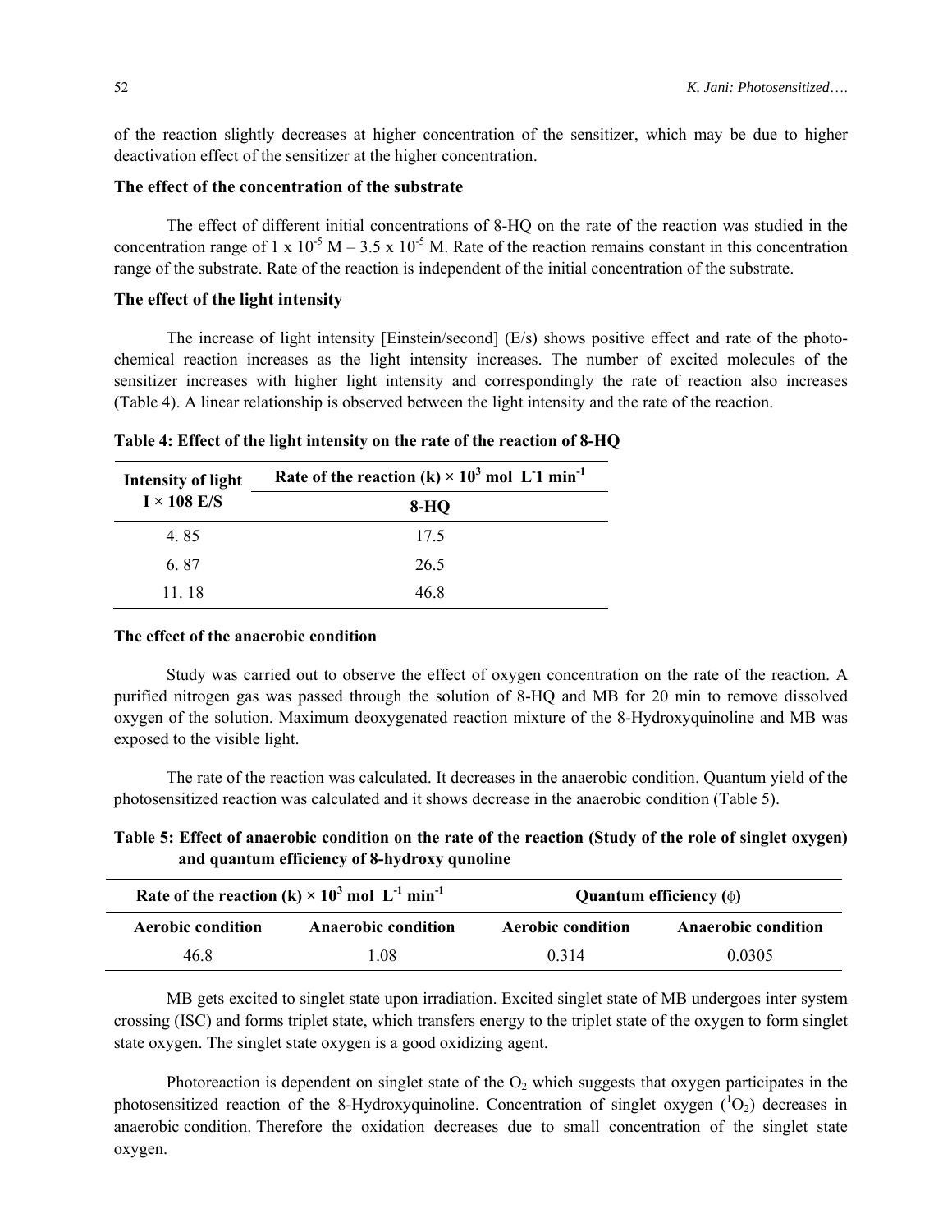of the reaction slightly decreases at higher concentration of the sensitizer, which may be due to higher deactivation effect of the sensitizer at the higher concentration.

### The effect of the concentration of the substrate

The effect of different initial concentrations of 8-HQ on the rate of the reaction was studied in the concentration range of 1 x $10^{-5}$ M – 3.5 x $10^{-5}$ M. Rate of the reaction remains constant in this concentration range of the substrate. Rate of the reaction is independent of the initial concentration of the substrate.

### The effect of the light intensity

The increase of light intensity [Einstein/second] (E/s) shows positive effect and rate of the photo-chemical reaction increases as the light intensity increases. The number of excited molecules of the sensitizer increases with higher light intensity and correspondingly the rate of reaction also increases (Table 4). A linear relationship is observed between the light intensity and the rate of the reaction.

**Table 4: Effect of the light intensity on the rate of the reaction of 8-HQ**

| Intensity of light I × 108 E/S | Rate of the reaction (k) × $10^3$ mol $L^{-}1$ $min^{-1}$ |
|---|---|
| | 8-HQ |
| 4. 85 | 17.5 |
| 6. 87 | 26.5 |
| 11. 18 | 46.8 |

### The effect of the anaerobic condition

Study was carried out to observe the effect of oxygen concentration on the rate of the reaction. A purified nitrogen gas was passed through the solution of 8-HQ and MB for 20 min to remove dissolved oxygen of the solution. Maximum deoxygenated reaction mixture of the 8-Hydroxyquinoline and MB was exposed to the visible light.

The rate of the reaction was calculated. It decreases in the anaerobic condition. Quantum yield of the photosensitized reaction was calculated and it shows decrease in the anaerobic condition (Table 5).

**Table 5: Effect of anaerobic condition on the rate of the reaction (Study of the role of singlet oxygen) and quantum efficiency of 8-hydroxy qunoline**

| Rate of the reaction (k) × $10^3$ mol $L^{-1}$ $min^{-1}$ | | Quantum efficiency ($\phi$) | |
|---|---|---|---|
| Aerobic condition | Anaerobic condition | Aerobic condition | Anaerobic condition |
| 46.8 | 1.08 | 0.314 | 0.0305 |

MB gets excited to singlet state upon irradiation. Excited singlet state of MB undergoes inter system crossing (ISC) and forms triplet state, which transfers energy to the triplet state of the oxygen to form singlet state oxygen. The singlet state oxygen is a good oxidizing agent.

Photoreaction is dependent on singlet state of the $O_2$ which suggests that oxygen participates in the photosensitized reaction of the 8-Hydroxyquinoline. Concentration of singlet oxygen ($^1O_2$) decreases in anaerobic condition. Therefore the oxidation decreases due to small concentration of the singlet state oxygen.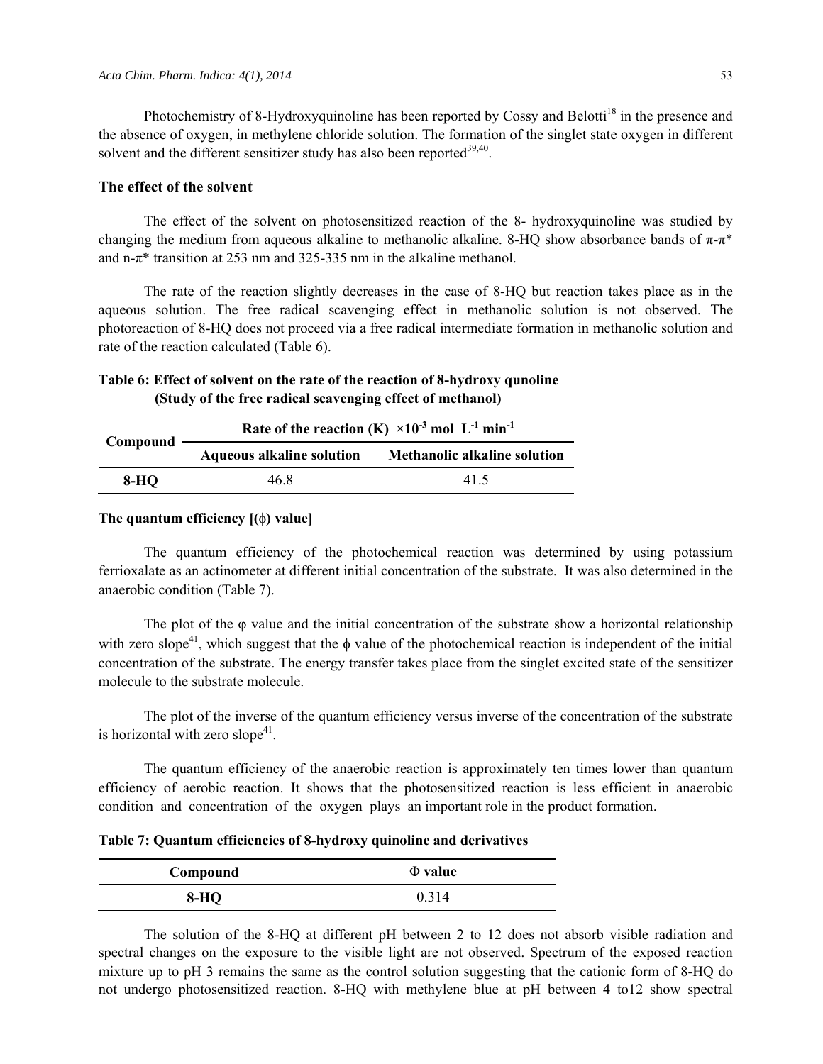Photochemistry of 8-Hydroxyquinoline has been reported by Cossy and Belotti[18] in the presence and the absence of oxygen, in methylene chloride solution. The formation of the singlet state oxygen in different solvent and the different sensitizer study has also been reported[39,40].

### The effect of the solvent

The effect of the solvent on photosensitized reaction of the 8- hydroxyquinoline was studied by changing the medium from aqueous alkaline to methanolic alkaline. 8-HQ show absorbance bands of π-π* and n-π* transition at 253 nm and 325-335 nm in the alkaline methanol.

The rate of the reaction slightly decreases in the case of 8-HQ but reaction takes place as in the aqueous solution. The free radical scavenging effect in methanolic solution is not observed. The photoreaction of 8-HQ does not proceed via a free radical intermediate formation in methanolic solution and rate of the reaction calculated (Table 6).

**Table 6: Effect of solvent on the rate of the reaction of 8-hydroxy qunoline (Study of the free radical scavenging effect of methanol)**

| Compound | Rate of the reaction (K) $\times 10^{-3}$ mol $L^{-1}$ $min^{-1}$ | |
|---|---|---|
| | Aqueous alkaline solution | Methanolic alkaline solution |
| 8-HQ | 46.8 | 41.5 |

#### The quantum efficiency [(ϕ) value]

The quantum efficiency of the photochemical reaction was determined by using potassium ferrioxalate as an actinometer at different initial concentration of the substrate. It was also determined in the anaerobic condition (Table 7).

The plot of the φ value and the initial concentration of the substrate show a horizontal relationship with zero slope[41], which suggest that the ϕ value of the photochemical reaction is independent of the initial concentration of the substrate. The energy transfer takes place from the singlet excited state of the sensitizer molecule to the substrate molecule.

The plot of the inverse of the quantum efficiency versus inverse of the concentration of the substrate is horizontal with zero slope[41].

The quantum efficiency of the anaerobic reaction is approximately ten times lower than quantum efficiency of aerobic reaction. It shows that the photosensitized reaction is less efficient in anaerobic condition and concentration of the oxygen plays an important role in the product formation.

**Table 7: Quantum efficiencies of 8-hydroxy quinoline and derivatives**

| Compound | Φ value |
|---|---|
| 8-HQ | 0.314 |

The solution of the 8-HQ at different pH between 2 to 12 does not absorb visible radiation and spectral changes on the exposure to the visible light are not observed. Spectrum of the exposed reaction mixture up to pH 3 remains the same as the control solution suggesting that the cationic form of 8-HQ do not undergo photosensitized reaction. 8-HQ with methylene blue at pH between 4 to12 show spectral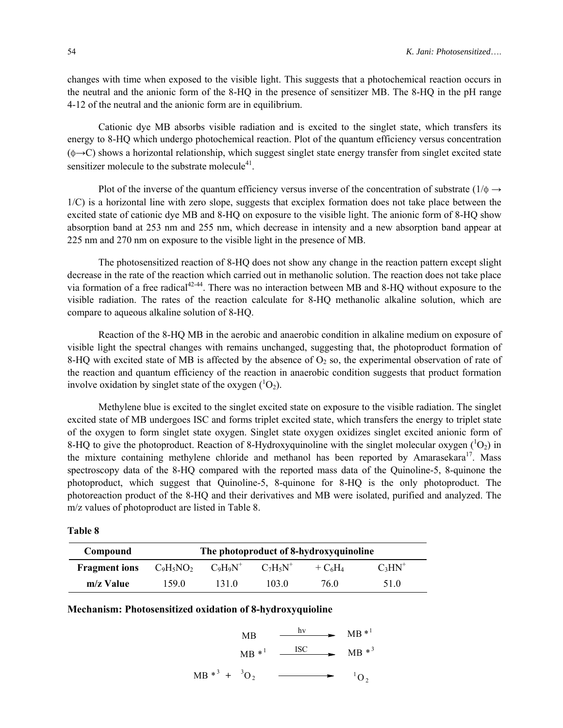changes with time when exposed to the visible light. This suggests that a photochemical reaction occurs in the neutral and the anionic form of the 8-HQ in the presence of sensitizer MB. The 8-HQ in the pH range 4-12 of the neutral and the anionic form are in equilibrium.

Cationic dye MB absorbs visible radiation and is excited to the singlet state, which transfers its energy to 8-HQ which undergo photochemical reaction. Plot of the quantum efficiency versus concentration ($\phi \rightarrow C$) shows a horizontal relationship, which suggest singlet state energy transfer from singlet excited state sensitizer molecule to the substrate molecule[41].

Plot of the inverse of the quantum efficiency versus inverse of the concentration of substrate ($1/\phi \rightarrow 1/C$) is a horizontal line with zero slope, suggests that exciplex formation does not take place between the excited state of cationic dye MB and 8-HQ on exposure to the visible light. The anionic form of 8-HQ show absorption band at 253 nm and 255 nm, which decrease in intensity and a new absorption band appear at 225 nm and 270 nm on exposure to the visible light in the presence of MB.

The photosensitized reaction of 8-HQ does not show any change in the reaction pattern except slight decrease in the rate of the reaction which carried out in methanolic solution. The reaction does not take place via formation of a free radical[42-44]. There was no interaction between MB and 8-HQ without exposure to the visible radiation. The rates of the reaction calculate for 8-HQ methanolic alkaline solution, which are compare to aqueous alkaline solution of 8-HQ.

Reaction of the 8-HQ MB in the aerobic and anaerobic condition in alkaline medium on exposure of visible light the spectral changes with remains unchanged, suggesting that, the photoproduct formation of 8-HQ with excited state of MB is affected by the absence of $O_2$ so, the experimental observation of rate of the reaction and quantum efficiency of the reaction in anaerobic condition suggests that product formation involve oxidation by singlet state of the oxygen ($^1O_2$).

Methylene blue is excited to the singlet excited state on exposure to the visible radiation. The singlet excited state of MB undergoes ISC and forms triplet excited state, which transfers the energy to triplet state of the oxygen to form singlet state oxygen. Singlet state oxygen oxidizes singlet excited anionic form of 8-HQ to give the photoproduct. Reaction of 8-Hydroxyquinoline with the singlet molecular oxygen ($^1O_2$) in the mixture containing methylene chloride and methanol has been reported by Amarasekara[17]. Mass spectroscopy data of the 8-HQ compared with the reported mass data of the Quinoline-5, 8-quinone the photoproduct, which suggest that Quinoline-5, 8-quinone for 8-HQ is the only photoproduct. The photoreaction product of the 8-HQ and their derivatives and MB were isolated, purified and analyzed. The m/z values of photoproduct are listed in Table 8.

**Table 8**

| Compound | The photoproduct of 8-hydroxyquinoline | | | | |
|---|---|---|---|---|---|
| **Fragment ions** | $C_9H_5NO_2$ | $C_9H_9N^+$ | $C_7H_5N^+$ | $+ C_6H_4$ | $C_3HN^+$ |
| **m/z Value** | 159.0 | 131.0 | 103.0 | 76.0 | 51.0 |

**Mechanism: Photosensitized oxidation of 8-hydroxyquioline**

$$MB \xrightarrow{h\nu} MB^{*1}$$

$$MB^{*1} \xrightarrow{ISC} MB^{*3}$$

$$MB^{*3} + {}^3O_2 \longrightarrow {}^1O_2$$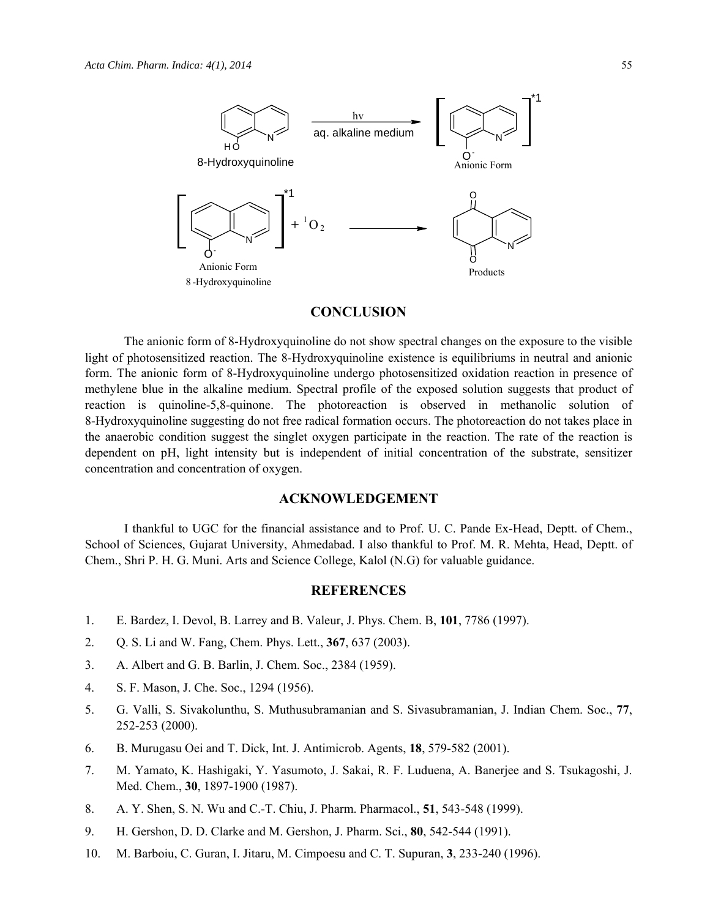## CONCLUSION

The anionic form of 8-Hydroxyquinoline do not show spectral changes on the exposure to the visible light of photosensitized reaction. The 8-Hydroxyquinoline existence is equilibriums in neutral and anionic form. The anionic form of 8-Hydroxyquinoline undergo photosensitized oxidation reaction in presence of methylene blue in the alkaline medium. Spectral profile of the exposed solution suggests that product of reaction is quinoline-5,8-quinone. The photoreaction is observed in methanolic solution of 8-Hydroxyquinoline suggesting do not free radical formation occurs. The photoreaction do not takes place in the anaerobic condition suggest the singlet oxygen participate in the reaction. The rate of the reaction is dependent on pH, light intensity but is independent of initial concentration of the substrate, sensitizer concentration and concentration of oxygen.

## ACKNOWLEDGEMENT

I thankful to UGC for the financial assistance and to Prof. U. C. Pande Ex-Head, Deptt. of Chem., School of Sciences, Gujarat University, Ahmedabad. I also thankful to Prof. M. R. Mehta, Head, Deptt. of Chem., Shri P. H. G. Muni. Arts and Science College, Kalol (N.G) for valuable guidance.

## REFERENCES

1. E. Bardez, I. Devol, B. Larrey and B. Valeur, J. Phys. Chem. B, **101**, 7786 (1997).
2. Q. S. Li and W. Fang, Chem. Phys. Lett., **367**, 637 (2003).
3. A. Albert and G. B. Barlin, J. Chem. Soc., 2384 (1959).
4. S. F. Mason, J. Che. Soc., 1294 (1956).
5. G. Valli, S. Sivakolunthu, S. Muthusubramanian and S. Sivasubramanian, J. Indian Chem. Soc., **77**, 252-253 (2000).
6. B. Murugasu Oei and T. Dick, Int. J. Antimicrob. Agents, **18**, 579-582 (2001).
7. M. Yamato, K. Hashigaki, Y. Yasumoto, J. Sakai, R. F. Luduena, A. Banerjee and S. Tsukagoshi, J. Med. Chem., **30**, 1897-1900 (1987).
8. A. Y. Shen, S. N. Wu and C.-T. Chiu, J. Pharm. Pharmacol., **51**, 543-548 (1999).
9. H. Gershon, D. D. Clarke and M. Gershon, J. Pharm. Sci., **80**, 542-544 (1991).
10. M. Barboiu, C. Guran, I. Jitaru, M. Cimpoesu and C. T. Supuran, **3**, 233-240 (1996).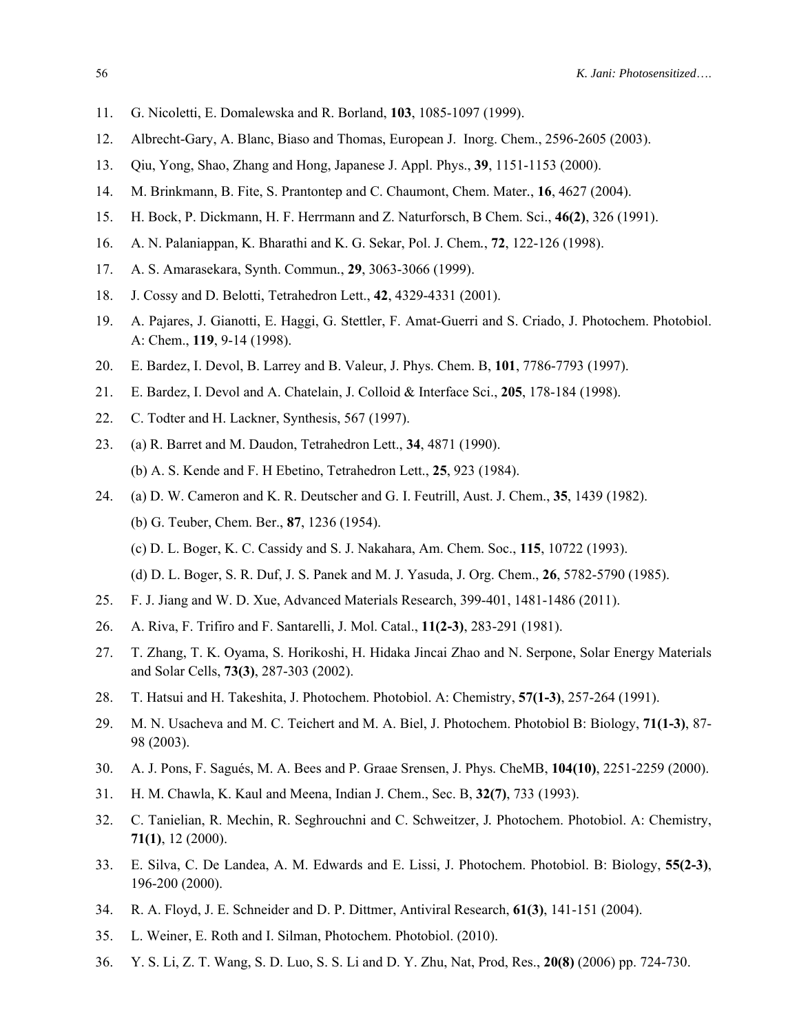11. G. Nicoletti, E. Domalewska and R. Borland, **103**, 1085-1097 (1999).
12. Albrecht-Gary, A. Blanc, Biaso and Thomas, European J. Inorg. Chem., 2596-2605 (2003).
13. Qiu, Yong, Shao, Zhang and Hong, Japanese J. Appl. Phys., **39**, 1151-1153 (2000).
14. M. Brinkmann, B. Fite, S. Prantontep and C. Chaumont, Chem. Mater., **16**, 4627 (2004).
15. H. Bock, P. Dickmann, H. F. Herrmann and Z. Naturforsch, B Chem. Sci., **46(2)**, 326 (1991).
16. A. N. Palaniappan, K. Bharathi and K. G. Sekar, Pol. J. Chem., **72**, 122-126 (1998).
17. A. S. Amarasekara, Synth. Commun., **29**, 3063-3066 (1999).
18. J. Cossy and D. Belotti, Tetrahedron Lett., **42**, 4329-4331 (2001).
19. A. Pajares, J. Gianotti, E. Haggi, G. Stettler, F. Amat-Guerri and S. Criado, J. Photochem. Photobiol. A: Chem., **119**, 9-14 (1998).
20. E. Bardez, I. Devol, B. Larrey and B. Valeur, J. Phys. Chem. B, **101**, 7786-7793 (1997).
21. E. Bardez, I. Devol and A. Chatelain, J. Colloid & Interface Sci., **205**, 178-184 (1998).
22. C. Todter and H. Lackner, Synthesis, 567 (1997).
23. (a) R. Barret and M. Daudon, Tetrahedron Lett., **34**, 4871 (1990).

    (b) A. S. Kende and F. H Ebetino, Tetrahedron Lett., **25**, 923 (1984).
24. (a) D. W. Cameron and K. R. Deutscher and G. I. Feutrill, Aust. J. Chem., **35**, 1439 (1982).

    (b) G. Teuber, Chem. Ber., **87**, 1236 (1954).

    (c) D. L. Boger, K. C. Cassidy and S. J. Nakahara, Am. Chem. Soc., **115**, 10722 (1993).

    (d) D. L. Boger, S. R. Duf, J. S. Panek and M. J. Yasuda, J. Org. Chem., **26**, 5782-5790 (1985).
25. F. J. Jiang and W. D. Xue, Advanced Materials Research, 399-401, 1481-1486 (2011).
26. A. Riva, F. Trifiro and F. Santarelli, J. Mol. Catal., **11(2-3)**, 283-291 (1981).
27. T. Zhang, T. K. Oyama, S. Horikoshi, H. Hidaka Jincai Zhao and N. Serpone, Solar Energy Materials and Solar Cells, **73(3)**, 287-303 (2002).
28. T. Hatsui and H. Takeshita, J. Photochem. Photobiol. A: Chemistry, **57(1-3)**, 257-264 (1991).
29. M. N. Usacheva and M. C. Teichert and M. A. Biel, J. Photochem. Photobiol B: Biology, **71(1-3)**, 87-98 (2003).
30. A. J. Pons, F. Sagués, M. A. Bees and P. Graae Srensen, J. Phys. CheMB, **104(10)**, 2251-2259 (2000).
31. H. M. Chawla, K. Kaul and Meena, Indian J. Chem., Sec. B, **32(7)**, 733 (1993).
32. C. Tanielian, R. Mechin, R. Seghrouchni and C. Schweitzer, J. Photochem. Photobiol. A: Chemistry, **71(1)**, 12 (2000).
33. E. Silva, C. De Landea, A. M. Edwards and E. Lissi, J. Photochem. Photobiol. B: Biology, **55(2-3)**, 196-200 (2000).
34. R. A. Floyd, J. E. Schneider and D. P. Dittmer, Antiviral Research, **61(3)**, 141-151 (2004).
35. L. Weiner, E. Roth and I. Silman, Photochem. Photobiol. (2010).
36. Y. S. Li, Z. T. Wang, S. D. Luo, S. S. Li and D. Y. Zhu, Nat, Prod, Res., **20(8)** (2006) pp. 724-730.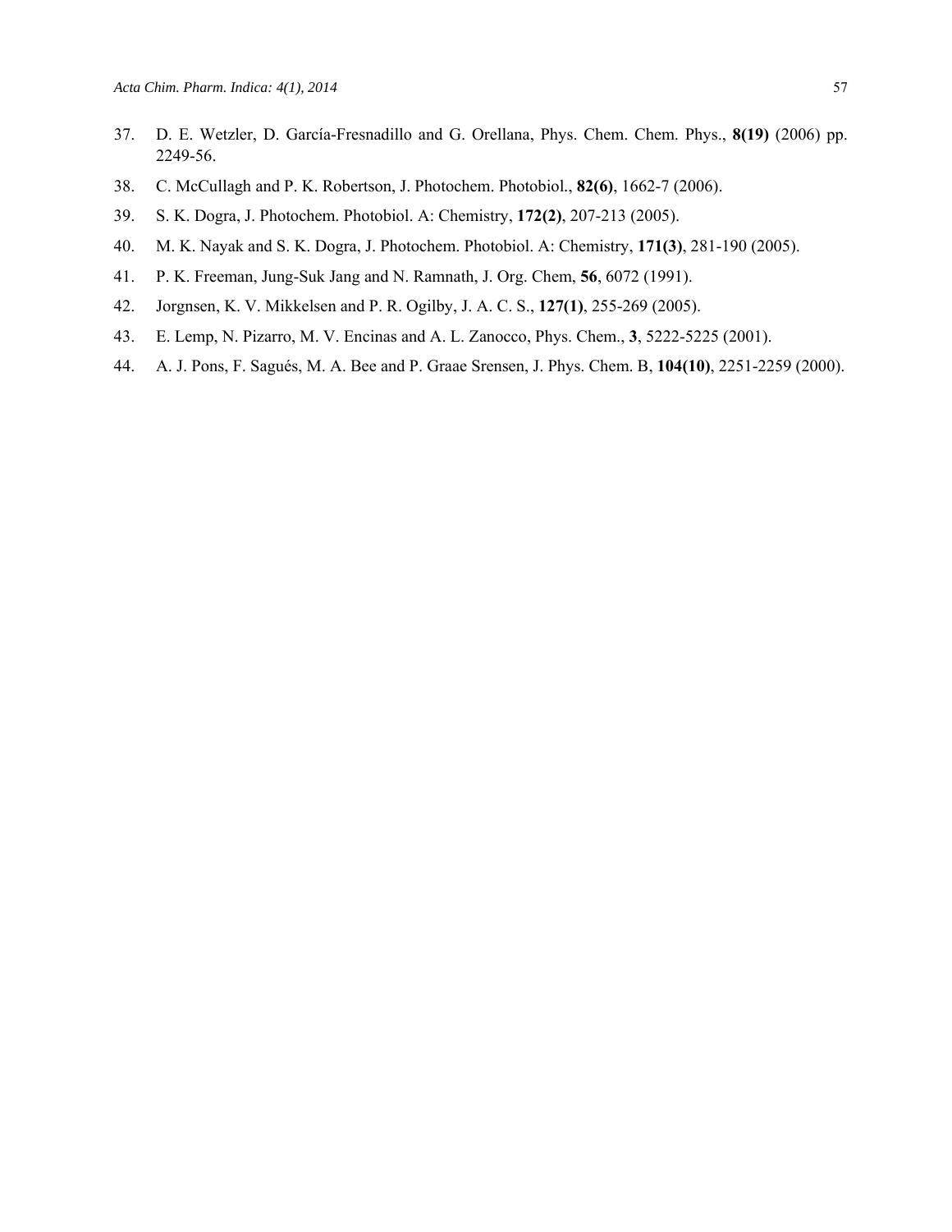37. D. E. Wetzler, D. García-Fresnadillo and G. Orellana, Phys. Chem. Chem. Phys., **8(19)** (2006) pp. 2249-56.
38. C. McCullagh and P. K. Robertson, J. Photochem. Photobiol., **82(6)**, 1662-7 (2006).
39. S. K. Dogra, J. Photochem. Photobiol. A: Chemistry, **172(2)**, 207-213 (2005).
40. M. K. Nayak and S. K. Dogra, J. Photochem. Photobiol. A: Chemistry, **171(3)**, 281-190 (2005).
41. P. K. Freeman, Jung-Suk Jang and N. Ramnath, J. Org. Chem, **56**, 6072 (1991).
42. Jorgnsen, K. V. Mikkelsen and P. R. Ogilby, J. A. C. S., **127(1)**, 255-269 (2005).
43. E. Lemp, N. Pizarro, M. V. Encinas and A. L. Zanocco, Phys. Chem., **3**, 5222-5225 (2001).
44. A. J. Pons, F. Sagués, M. A. Bee and P. Graae Srensen, J. Phys. Chem. B, **104(10)**, 2251-2259 (2000).